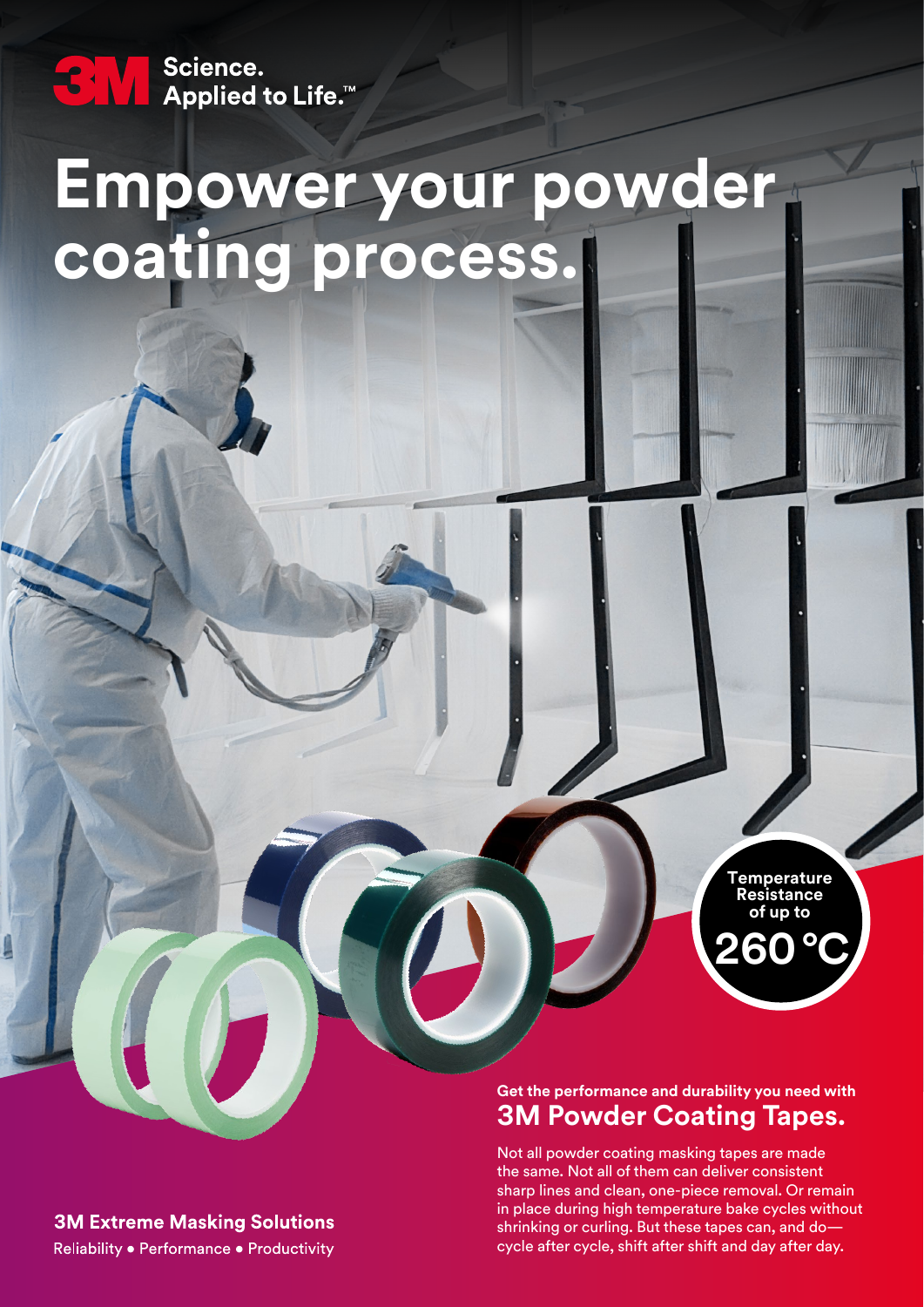3M Science. Applied to Life.™

# Empower your powder coating process.

**Temperature Resistance of up to 260 °C**

**Get the performance and durability you need with**

## 3M Powder Coating Tapes.

Not all powder coating masking tapes are made the same. Not all of them can deliver consistent sharp lines and clean, one-piece removal. Or remain in place during high temperature bake cycles without shrinking or curling. But these tapes can, and do—cycle after cycle, shift after shift and day after day.

**3M Extreme Masking Solutions**

Reliability • Performance • Productivity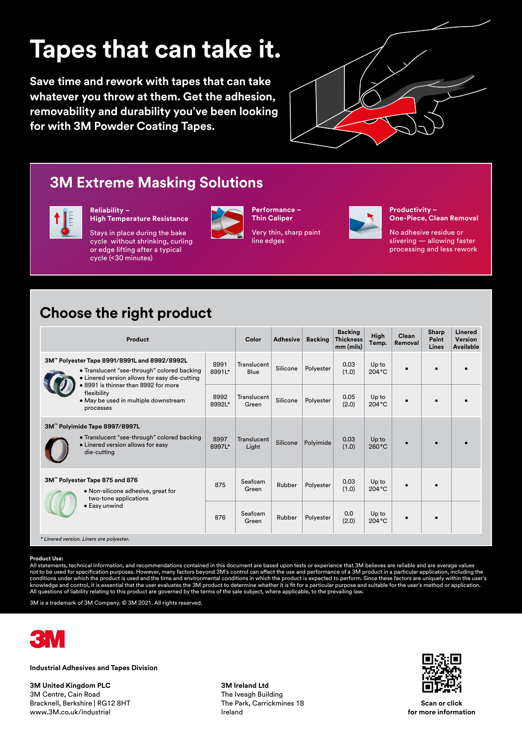# Tapes that can take it.

**Save time and rework with tapes that can take whatever you throw at them. Get the adhesion, removability and durability you've been looking for with 3M Powder Coating Tapes.**

## 3M Extreme Masking Solutions

**Reliability – High Temperature Resistance**

Stays in place during the bake cycle without shrinking, curling or edge lifting after a typical cycle (<30 minutes)

**Performance – Thin Caliper**

Very thin, sharp paint line edges

**Productivity – One-Piece, Clean Removal**

No adhesive residue or slivering — allowing faster processing and less rework

## Choose the right product

| Product | | Color | Adhesive | Backing | Backing Thickness mm (mils) | High Temp. | Clean Removal | Sharp Paint Lines | Linered Version Available |
|---|---|---|---|---|---|---|---|---|---|
| **3M™ Polyester Tape 8991/8991L and 8992/8992L**<br>• Translucent "see-through" colored backing<br>• Linered version allows for easy die-cutting<br>• 8991 is thinner than 8992 for more flexibility<br>• May be used in multiple downstream processes | 8991<br>8991L* | Translucent Blue | Silicone | Polyester | 0.03 (1.0) | Up to 204 °C | • | • | • |
| | 8992<br>8992L* | Translucent Green | Silicone | Polyester | 0.05 (2.0) | Up to 204 °C | • | • | • |
| **3M™ Polyimide Tape 8997/8997L**<br>• Translucent "see-through" colored backing<br>• Linered version allows for easy die-cutting | 8997<br>8997L* | Translucent Light | Silicone | Polyimide | 0.03 (1.0) | Up to 260 °C | • | • | • |
| **3M™ Polyester Tape 875 and 876**<br>• Non-silicone adhesive, great for two-tone applications<br>• Easy unwind | 875 | Seafoam Green | Rubber | Polyester | 0.03 (1.0) | Up to 204 °C | • | • | |
| | 876 | Seafoam Green | Rubber | Polyester | 0.0 (2.0) | Up to 204 °C | • | • | |

*\* Linered version. Liners are polyester.*

**Product Use:**
All statements, technical information, and recommendations contained in this document are based upon tests or experience that 3M believes are reliable and are average values not to be used for specification purposes. However, many factors beyond 3M's control can affect the use and performance of a 3M product in a particular application, including the conditions under which the product is used and the time and environmental conditions in which the product is expected to perform. Since these factors are uniquely within the user's knowledge and control, it is essential that the user evaluates the 3M product to determine whether it is fit for a particular purpose and suitable for the user's method or application. All questions of liability relating to this product are governed by the terms of the sale subject, where applicable, to the prevailing law.

3M is a trademark of 3M Company. © 3M 2021. All rights reserved.

**Industrial Adhesives and Tapes Division**

**3M United Kingdom PLC**
3M Centre, Cain Road
Bracknell, Berkshire | RG12 8HT
www.3M.co.uk/industrial

**3M Ireland Ltd**
The Iveagh Building
The Park, Carrickmines 18
Ireland

**Scan or click for more information**